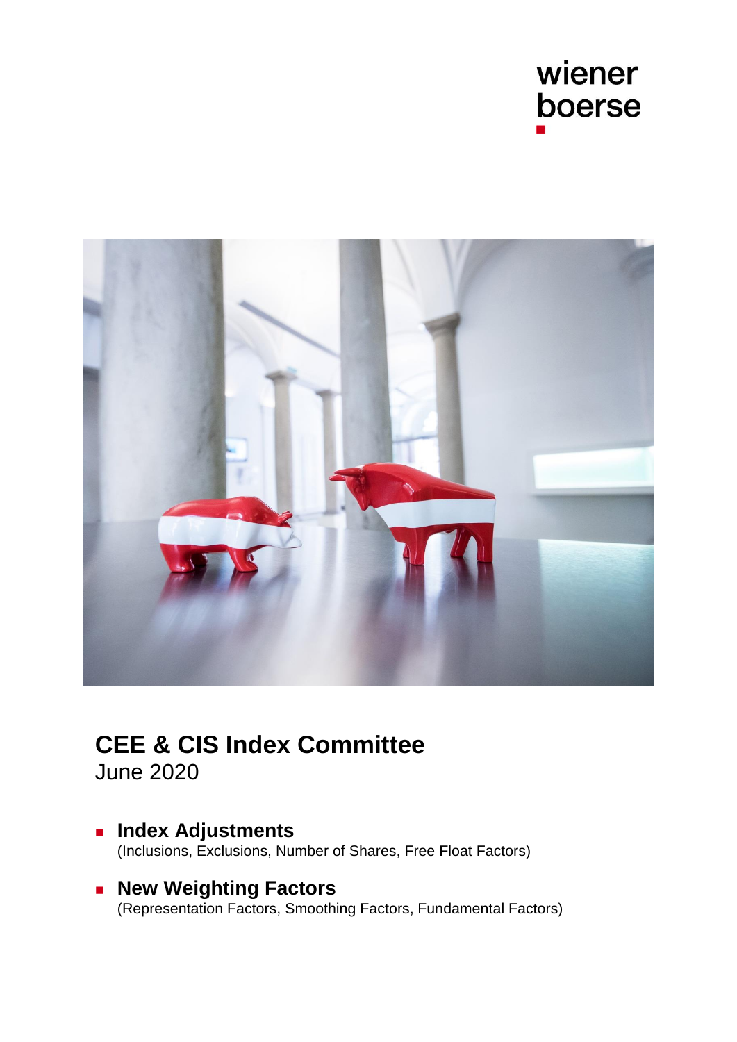wiener
boerse

# CEE & CIS Index Committee

June 2020

- **Index Adjustments**
  (Inclusions, Exclusions, Number of Shares, Free Float Factors)

- **New Weighting Factors**
  (Representation Factors, Smoothing Factors, Fundamental Factors)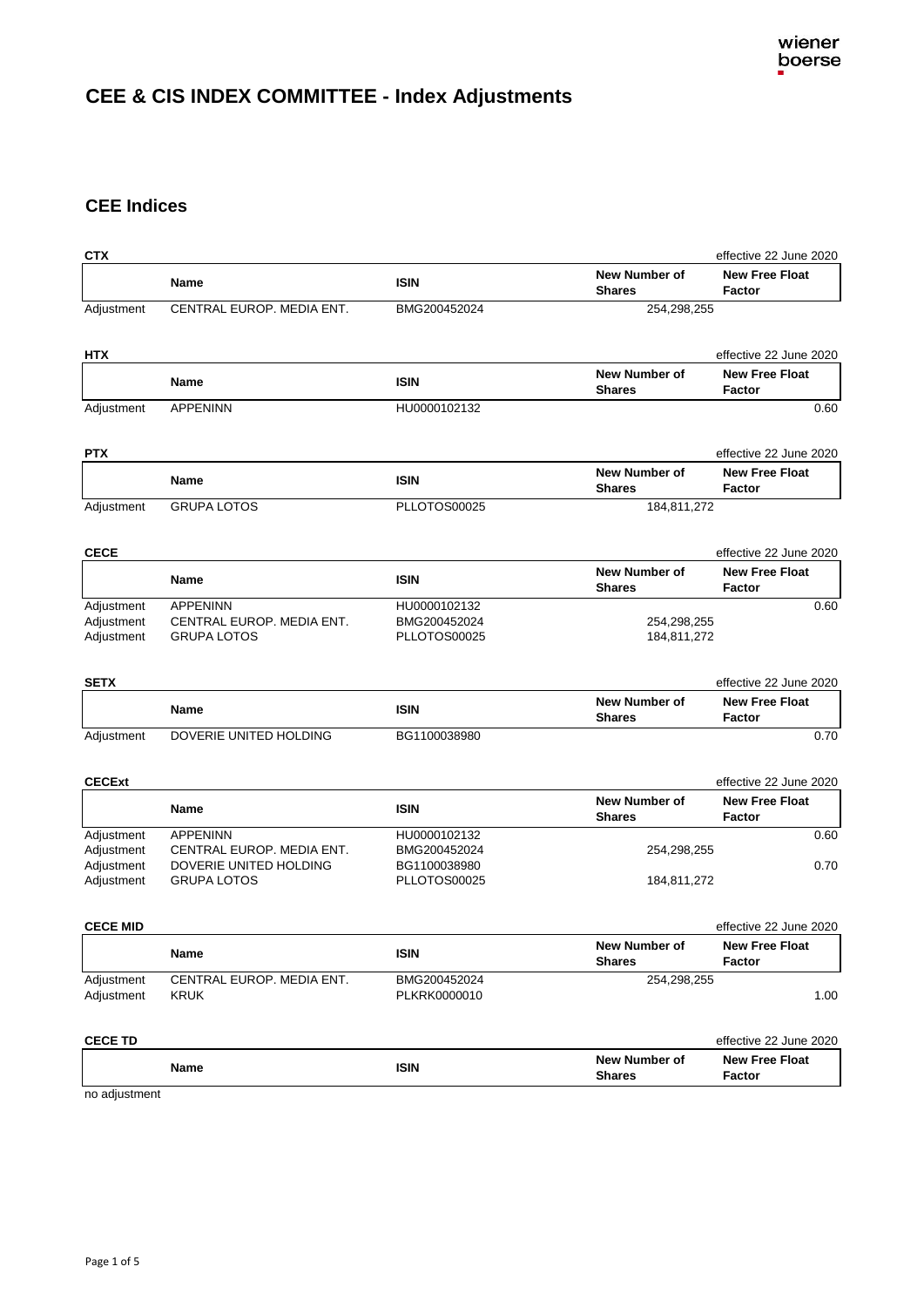# CEE & CIS INDEX COMMITTEE - Index Adjustments

## CEE Indices

**CTX** — effective 22 June 2020

| | Name | ISIN | New Number of Shares | New Free Float Factor |
|---|---|---|---|---|
| Adjustment | CENTRAL EUROP. MEDIA ENT. | BMG200452024 | 254,298,255 | |

**HTX** — effective 22 June 2020

| | Name | ISIN | New Number of Shares | New Free Float Factor |
|---|---|---|---|---|
| Adjustment | APPENINN | HU0000102132 | | 0.60 |

**PTX** — effective 22 June 2020

| | Name | ISIN | New Number of Shares | New Free Float Factor |
|---|---|---|---|---|
| Adjustment | GRUPA LOTOS | PLLOTOS00025 | 184,811,272 | |

**CECE** — effective 22 June 2020

| | Name | ISIN | New Number of Shares | New Free Float Factor |
|---|---|---|---|---|
| Adjustment | APPENINN | HU0000102132 | | 0.60 |
| Adjustment | CENTRAL EUROP. MEDIA ENT. | BMG200452024 | 254,298,255 | |
| Adjustment | GRUPA LOTOS | PLLOTOS00025 | 184,811,272 | |

**SETX** — effective 22 June 2020

| | Name | ISIN | New Number of Shares | New Free Float Factor |
|---|---|---|---|---|
| Adjustment | DOVERIE UNITED HOLDING | BG1100038980 | | 0.70 |

**CECExt** — effective 22 June 2020

| | Name | ISIN | New Number of Shares | New Free Float Factor |
|---|---|---|---|---|
| Adjustment | APPENINN | HU0000102132 | | 0.60 |
| Adjustment | CENTRAL EUROP. MEDIA ENT. | BMG200452024 | 254,298,255 | |
| Adjustment | DOVERIE UNITED HOLDING | BG1100038980 | | 0.70 |
| Adjustment | GRUPA LOTOS | PLLOTOS00025 | 184,811,272 | |

**CECE MID** — effective 22 June 2020

| | Name | ISIN | New Number of Shares | New Free Float Factor |
|---|---|---|---|---|
| Adjustment | CENTRAL EUROP. MEDIA ENT. | BMG200452024 | 254,298,255 | |
| Adjustment | KRUK | PLKRK0000010 | | 1.00 |

**CECE TD** — effective 22 June 2020

| | Name | ISIN | New Number of Shares | New Free Float Factor |
|---|---|---|---|---|

no adjustment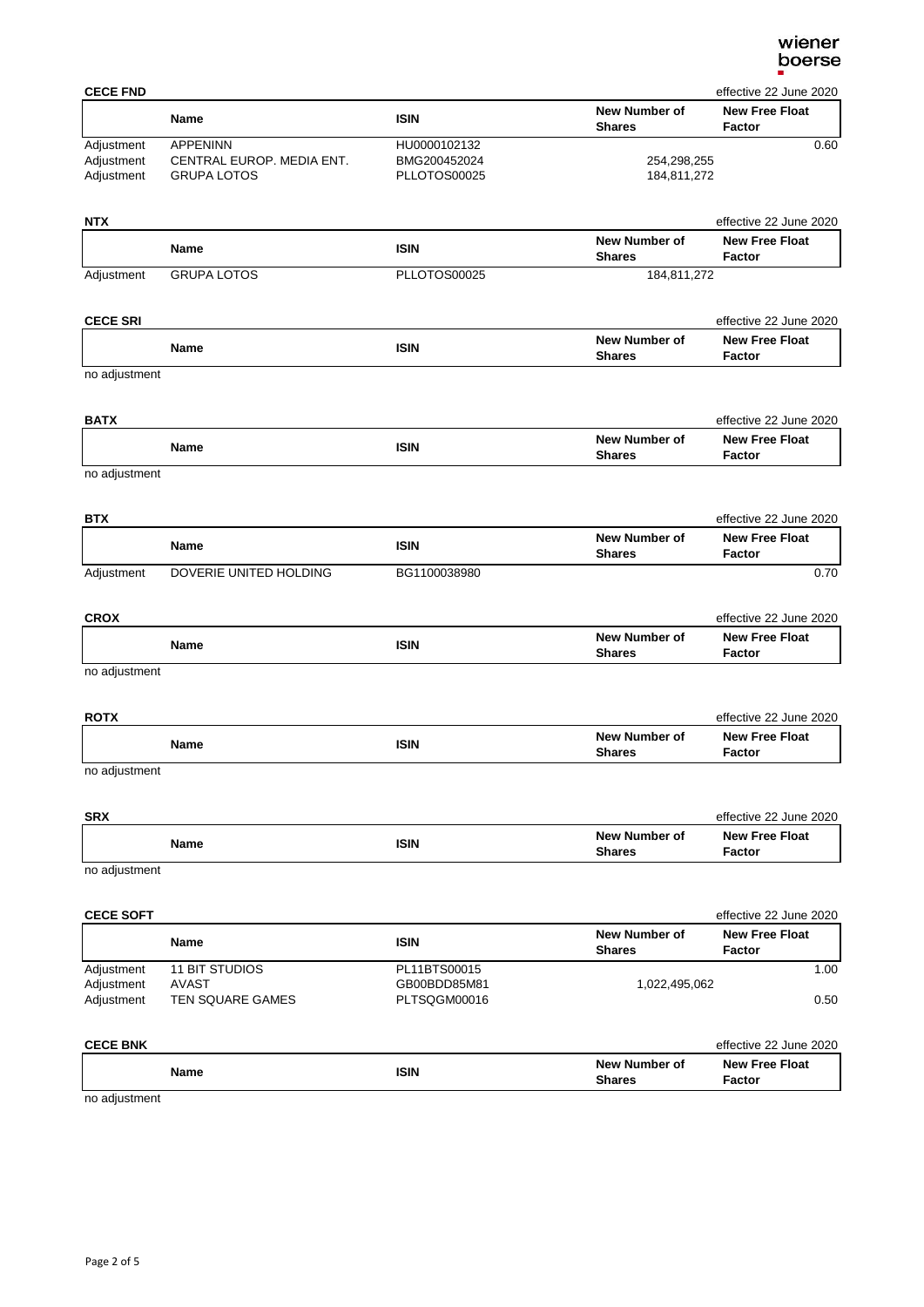**CECE FND** — effective 22 June 2020

| | Name | ISIN | New Number of Shares | New Free Float Factor |
|---|---|---|---|---|
| Adjustment | APPENINN | HU0000102132 | | 0.60 |
| Adjustment | CENTRAL EUROP. MEDIA ENT. | BMG200452024 | 254,298,255 | |
| Adjustment | GRUPA LOTOS | PLLOTOS00025 | 184,811,272 | |

**NTX** — effective 22 June 2020

| | Name | ISIN | New Number of Shares | New Free Float Factor |
|---|---|---|---|---|
| Adjustment | GRUPA LOTOS | PLLOTOS00025 | 184,811,272 | |

**CECE SRI** — effective 22 June 2020

| | Name | ISIN | New Number of Shares | New Free Float Factor |
|---|---|---|---|---|

no adjustment

**BATX** — effective 22 June 2020

| | Name | ISIN | New Number of Shares | New Free Float Factor |
|---|---|---|---|---|

no adjustment

**BTX** — effective 22 June 2020

| | Name | ISIN | New Number of Shares | New Free Float Factor |
|---|---|---|---|---|
| Adjustment | DOVERIE UNITED HOLDING | BG1100038980 | | 0.70 |

**CROX** — effective 22 June 2020

| | Name | ISIN | New Number of Shares | New Free Float Factor |
|---|---|---|---|---|

no adjustment

**ROTX** — effective 22 June 2020

| | Name | ISIN | New Number of Shares | New Free Float Factor |
|---|---|---|---|---|

no adjustment

**SRX** — effective 22 June 2020

| | Name | ISIN | New Number of Shares | New Free Float Factor |
|---|---|---|---|---|

no adjustment

**CECE SOFT** — effective 22 June 2020

| | Name | ISIN | New Number of Shares | New Free Float Factor |
|---|---|---|---|---|
| Adjustment | 11 BIT STUDIOS | PL11BTS00015 | | 1.00 |
| Adjustment | AVAST | GB00BDD85M81 | 1,022,495,062 | |
| Adjustment | TEN SQUARE GAMES | PLTSQGM00016 | | 0.50 |

**CECE BNK** — effective 22 June 2020

| | Name | ISIN | New Number of Shares | New Free Float Factor |
|---|---|---|---|---|

no adjustment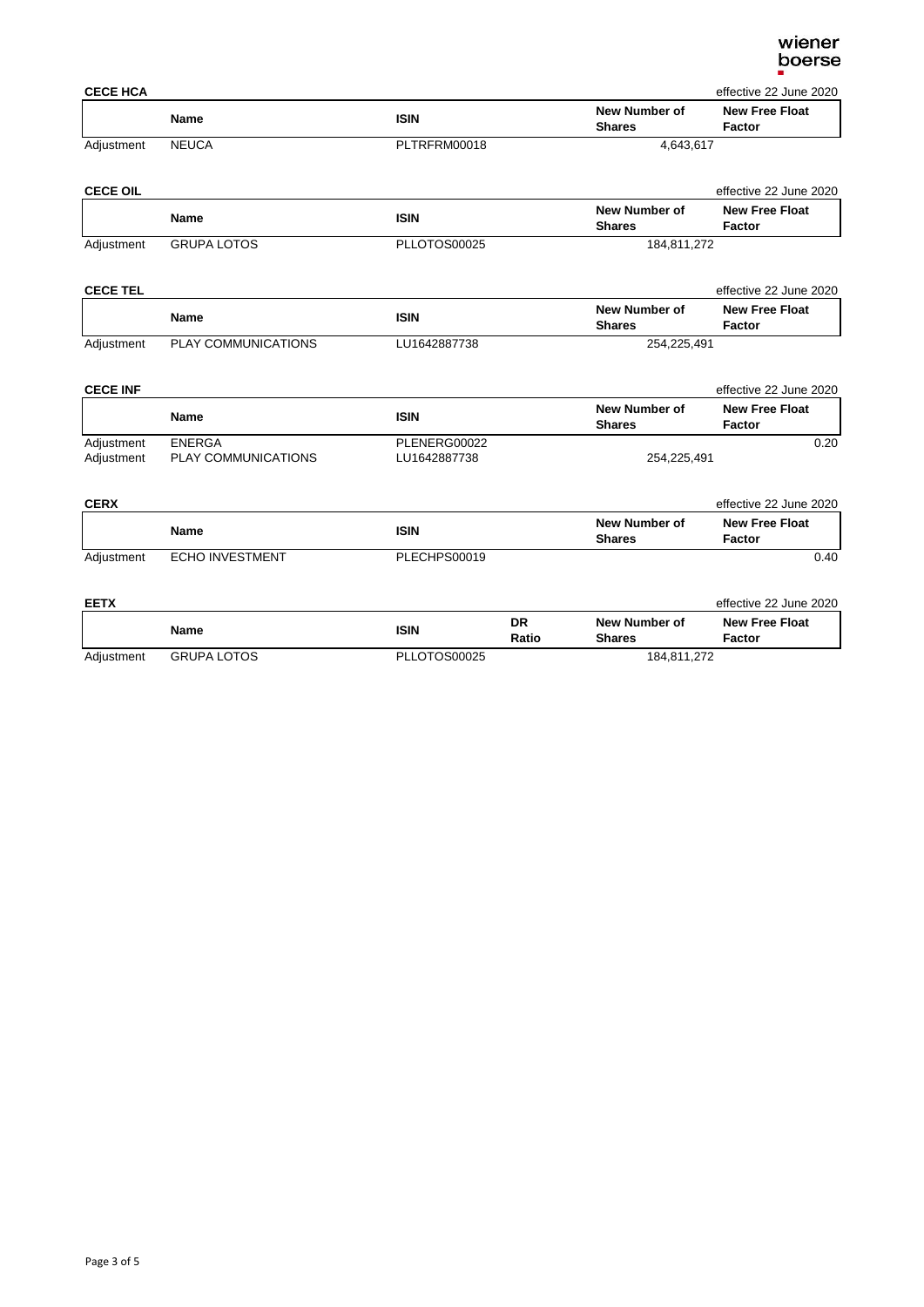**CECE HCA** effective 22 June 2020

| | Name | ISIN | New Number of Shares | New Free Float Factor |
|---|---|---|---|---|
| Adjustment | NEUCA | PLTRFRM00018 | 4,643,617 | |

**CECE OIL** effective 22 June 2020

| | Name | ISIN | New Number of Shares | New Free Float Factor |
|---|---|---|---|---|
| Adjustment | GRUPA LOTOS | PLLOTOS00025 | 184,811,272 | |

**CECE TEL** effective 22 June 2020

| | Name | ISIN | New Number of Shares | New Free Float Factor |
|---|---|---|---|---|
| Adjustment | PLAY COMMUNICATIONS | LU1642887738 | 254,225,491 | |

**CECE INF** effective 22 June 2020

| | Name | ISIN | New Number of Shares | New Free Float Factor |
|---|---|---|---|---|
| Adjustment | ENERGA | PLENERG00022 | | 0.20 |
| Adjustment | PLAY COMMUNICATIONS | LU1642887738 | 254,225,491 | |

**CERX** effective 22 June 2020

| | Name | ISIN | New Number of Shares | New Free Float Factor |
|---|---|---|---|---|
| Adjustment | ECHO INVESTMENT | PLECHPS00019 | | 0.40 |

**EETX** effective 22 June 2020

| | Name | ISIN | DR Ratio | New Number of Shares | New Free Float Factor |
|---|---|---|---|---|---|
| Adjustment | GRUPA LOTOS | PLLOTOS00025 | | 184,811,272 | |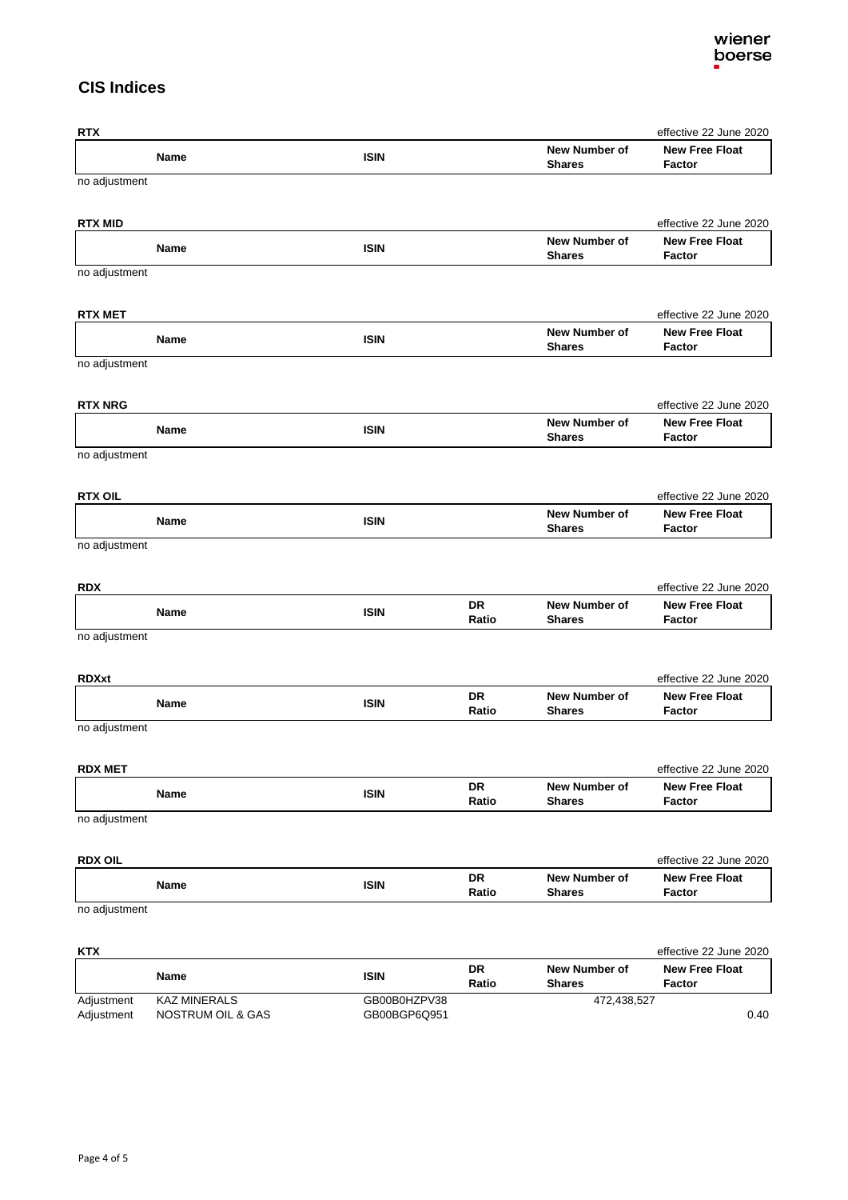## CIS Indices

**RTX** — effective 22 June 2020

| | Name | ISIN | New Number of Shares | New Free Float Factor |
|---|---|---|---|---|

no adjustment

**RTX MID** — effective 22 June 2020

| | Name | ISIN | New Number of Shares | New Free Float Factor |
|---|---|---|---|---|

no adjustment

**RTX MET** — effective 22 June 2020

| | Name | ISIN | New Number of Shares | New Free Float Factor |
|---|---|---|---|---|

no adjustment

**RTX NRG** — effective 22 June 2020

| | Name | ISIN | New Number of Shares | New Free Float Factor |
|---|---|---|---|---|

no adjustment

**RTX OIL** — effective 22 June 2020

| | Name | ISIN | New Number of Shares | New Free Float Factor |
|---|---|---|---|---|

no adjustment

**RDX** — effective 22 June 2020

| | Name | ISIN | DR Ratio | New Number of Shares | New Free Float Factor |
|---|---|---|---|---|---|

no adjustment

**RDXxt** — effective 22 June 2020

| | Name | ISIN | DR Ratio | New Number of Shares | New Free Float Factor |
|---|---|---|---|---|---|

no adjustment

**RDX MET** — effective 22 June 2020

| | Name | ISIN | DR Ratio | New Number of Shares | New Free Float Factor |
|---|---|---|---|---|---|

no adjustment

**RDX OIL** — effective 22 June 2020

| | Name | ISIN | DR Ratio | New Number of Shares | New Free Float Factor |
|---|---|---|---|---|---|

no adjustment

**KTX** — effective 22 June 2020

| | Name | ISIN | DR Ratio | New Number of Shares | New Free Float Factor |
|---|---|---|---|---|---|
| Adjustment | KAZ MINERALS | GB00B0HZPV38 | | 472,438,527 | |
| Adjustment | NOSTRUM OIL & GAS | GB00BGP6Q951 | | | 0.40 |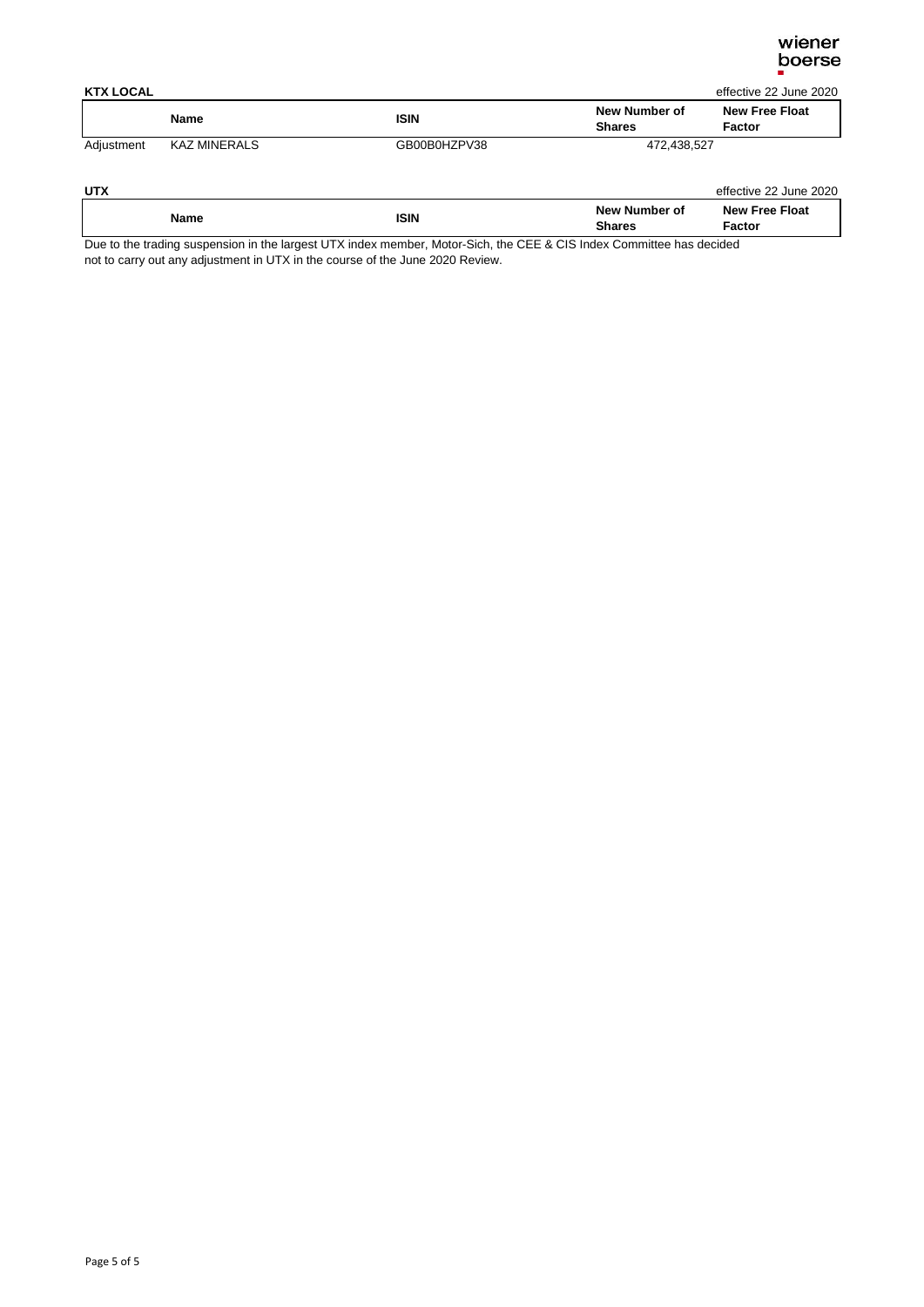**KTX LOCAL** — effective 22 June 2020

| | Name | ISIN | New Number of Shares | New Free Float Factor |
|---|---|---|---|---|
| Adjustment | KAZ MINERALS | GB00B0HZPV38 | 472,438,527 | |

**UTX** — effective 22 June 2020

| | Name | ISIN | New Number of Shares | New Free Float Factor |
|---|---|---|---|---|

Due to the trading suspension in the largest UTX index member, Motor-Sich, the CEE & CIS Index Committee has decided not to carry out any adjustment in UTX in the course of the June 2020 Review.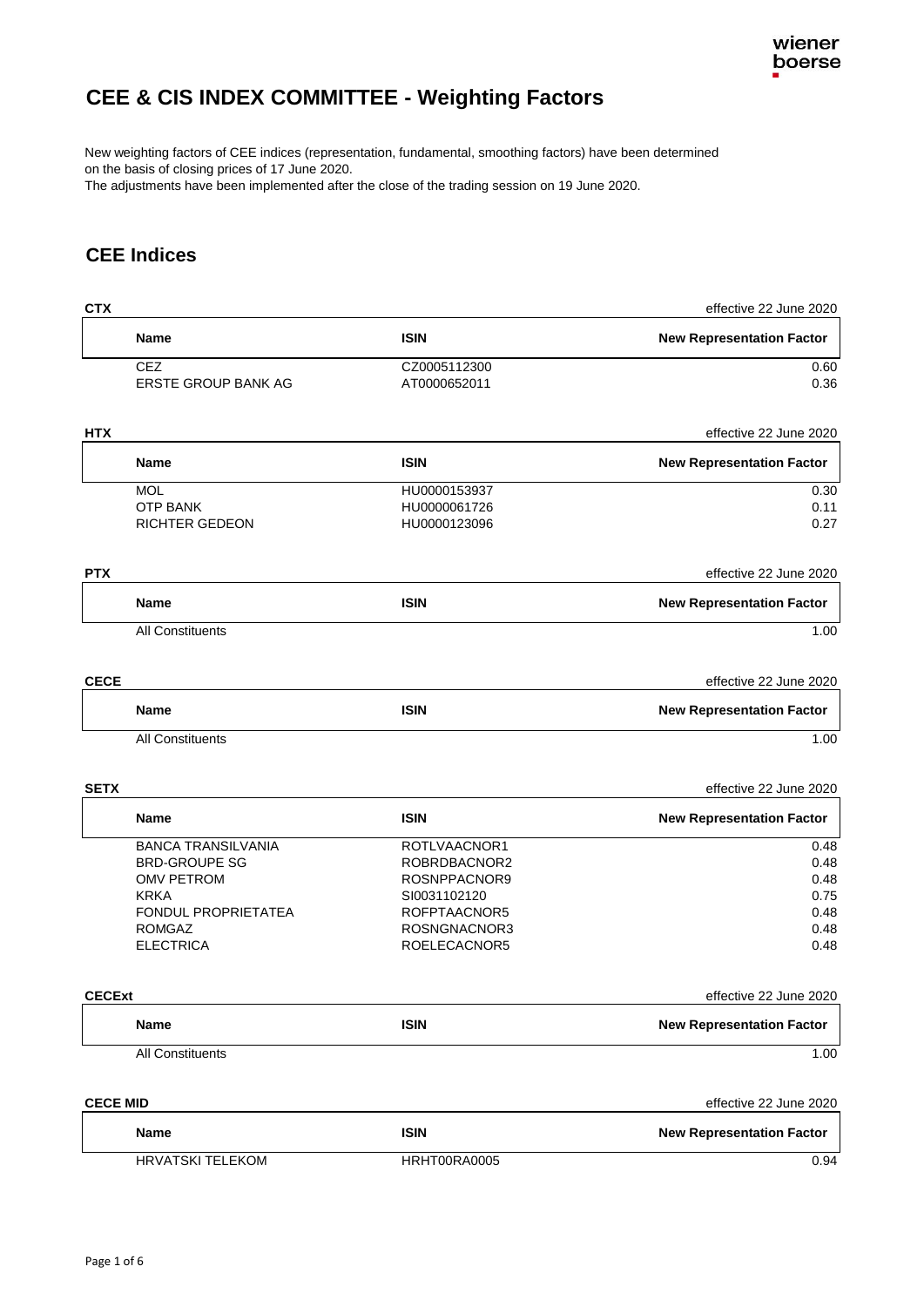# CEE & CIS INDEX COMMITTEE - Weighting Factors

New weighting factors of CEE indices (representation, fundamental, smoothing factors) have been determined on the basis of closing prices of 17 June 2020.
The adjustments have been implemented after the close of the trading session on 19 June 2020.

## CEE Indices

**CTX** — effective 22 June 2020

| Name | ISIN | New Representation Factor |
|---|---|---|
| CEZ | CZ0005112300 | 0.60 |
| ERSTE GROUP BANK AG | AT0000652011 | 0.36 |

**HTX** — effective 22 June 2020

| Name | ISIN | New Representation Factor |
|---|---|---|
| MOL | HU0000153937 | 0.30 |
| OTP BANK | HU0000061726 | 0.11 |
| RICHTER GEDEON | HU0000123096 | 0.27 |

**PTX** — effective 22 June 2020

| Name | ISIN | New Representation Factor |
|---|---|---|
| All Constituents | | 1.00 |

**CECE** — effective 22 June 2020

| Name | ISIN | New Representation Factor |
|---|---|---|
| All Constituents | | 1.00 |

**SETX** — effective 22 June 2020

| Name | ISIN | New Representation Factor |
|---|---|---|
| BANCA TRANSILVANIA | ROTLVAACNOR1 | 0.48 |
| BRD-GROUPE SG | ROBRDBACNOR2 | 0.48 |
| OMV PETROM | ROSNPPACNOR9 | 0.48 |
| KRKA | SI0031102120 | 0.75 |
| FONDUL PROPRIETATEA | ROFPTAACNOR5 | 0.48 |
| ROMGAZ | ROSNGNACNOR3 | 0.48 |
| ELECTRICA | ROELECACNOR5 | 0.48 |

**CECExt** — effective 22 June 2020

| Name | ISIN | New Representation Factor |
|---|---|---|
| All Constituents | | 1.00 |

**CECE MID** — effective 22 June 2020

| Name | ISIN | New Representation Factor |
|---|---|---|
| HRVATSKI TELEKOM | HRHT00RA0005 | 0.94 |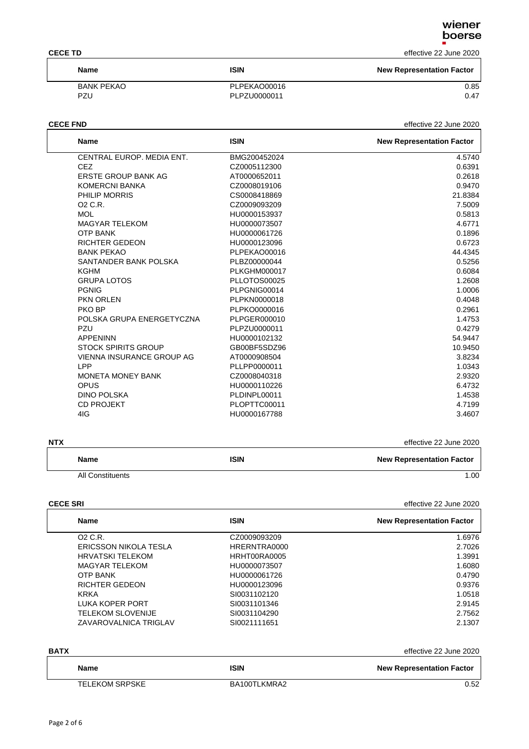**CECE TD** effective 22 June 2020

| Name | ISIN | New Representation Factor |
|---|---|---|
| BANK PEKAO | PLPEKAO00016 | 0.85 |
| PZU | PLPZU0000011 | 0.47 |

**CECE FND** effective 22 June 2020

| Name | ISIN | New Representation Factor |
|---|---|---|
| CENTRAL EUROP. MEDIA ENT. | BMG200452024 | 4.5740 |
| CEZ | CZ0005112300 | 0.6391 |
| ERSTE GROUP BANK AG | AT0000652011 | 0.2618 |
| KOMERCNI BANKA | CZ0008019106 | 0.9470 |
| PHILIP MORRIS | CS0008418869 | 21.8384 |
| O2 C.R. | CZ0009093209 | 7.5009 |
| MOL | HU0000153937 | 0.5813 |
| MAGYAR TELEKOM | HU0000073507 | 4.6771 |
| OTP BANK | HU0000061726 | 0.1896 |
| RICHTER GEDEON | HU0000123096 | 0.6723 |
| BANK PEKAO | PLPEKAO00016 | 44.4345 |
| SANTANDER BANK POLSKA | PLBZ00000044 | 0.5256 |
| KGHM | PLKGHM000017 | 0.6084 |
| GRUPA LOTOS | PLLOTOS00025 | 1.2608 |
| PGNIG | PLPGNIG00014 | 1.0006 |
| PKN ORLEN | PLPKN0000018 | 0.4048 |
| PKO BP | PLPKO0000016 | 0.2961 |
| POLSKA GRUPA ENERGETYCZNA | PLPGER000010 | 1.4753 |
| PZU | PLPZU0000011 | 0.4279 |
| APPENINN | HU0000102132 | 54.9447 |
| STOCK SPIRITS GROUP | GB00BF5SDZ96 | 10.9450 |
| VIENNA INSURANCE GROUP AG | AT0000908504 | 3.8234 |
| LPP | PLLPP0000011 | 1.0343 |
| MONETA MONEY BANK | CZ0008040318 | 2.9320 |
| OPUS | HU0000110226 | 6.4732 |
| DINO POLSKA | PLDINPL00011 | 1.4538 |
| CD PROJEKT | PLOPTTC00011 | 4.7199 |
| 4IG | HU0000167788 | 3.4607 |

**NTX** effective 22 June 2020

| Name | ISIN | New Representation Factor |
|---|---|---|
| All Constituents | | 1.00 |

**CECE SRI** effective 22 June 2020

| Name | ISIN | New Representation Factor |
|---|---|---|
| O2 C.R. | CZ0009093209 | 1.6976 |
| ERICSSON NIKOLA TESLA | HRERNTRA0000 | 2.7026 |
| HRVATSKI TELEKOM | HRHT00RA0005 | 1.3991 |
| MAGYAR TELEKOM | HU0000073507 | 1.6080 |
| OTP BANK | HU0000061726 | 0.4790 |
| RICHTER GEDEON | HU0000123096 | 0.9376 |
| KRKA | SI0031102120 | 1.0518 |
| LUKA KOPER PORT | SI0031101346 | 2.9145 |
| TELEKOM SLOVENIJE | SI0031104290 | 2.7562 |
| ZAVAROVALNICA TRIGLAV | SI0021111651 | 2.1307 |

**BATX** effective 22 June 2020

| Name | ISIN | New Representation Factor |
|---|---|---|
| TELEKOM SRPSKE | BA100TLKMRA2 | 0.52 |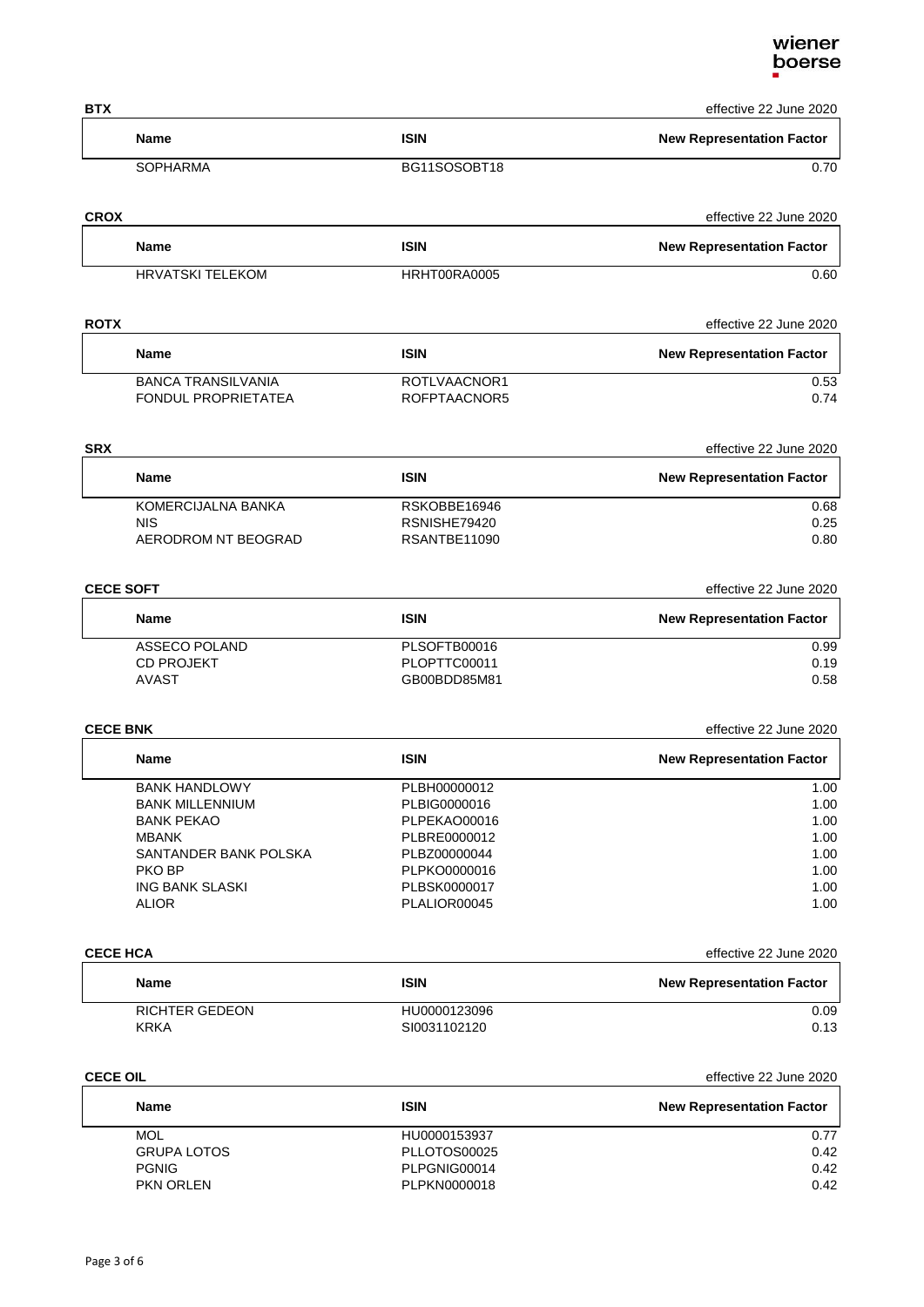**BTX** effective 22 June 2020

| Name | ISIN | New Representation Factor |
|---|---|---|
| SOPHARMA | BG11SOSOBT18 | 0.70 |

**CROX** effective 22 June 2020

| Name | ISIN | New Representation Factor |
|---|---|---|
| HRVATSKI TELEKOM | HRHT00RA0005 | 0.60 |

**ROTX** effective 22 June 2020

| Name | ISIN | New Representation Factor |
|---|---|---|
| BANCA TRANSILVANIA | ROTLVAACNOR1 | 0.53 |
| FONDUL PROPRIETATEA | ROFPTAACNOR5 | 0.74 |

**SRX** effective 22 June 2020

| Name | ISIN | New Representation Factor |
|---|---|---|
| KOMERCIJALNA BANKA | RSKOBBE16946 | 0.68 |
| NIS | RSNISHE79420 | 0.25 |
| AERODROM NT BEOGRAD | RSANTBE11090 | 0.80 |

**CECE SOFT** effective 22 June 2020

| Name | ISIN | New Representation Factor |
|---|---|---|
| ASSECO POLAND | PLSOFTB00016 | 0.99 |
| CD PROJEKT | PLOPTTC00011 | 0.19 |
| AVAST | GB00BDD85M81 | 0.58 |

**CECE BNK** effective 22 June 2020

| Name | ISIN | New Representation Factor |
|---|---|---|
| BANK HANDLOWY | PLBH00000012 | 1.00 |
| BANK MILLENNIUM | PLBIG0000016 | 1.00 |
| BANK PEKAO | PLPEKAO00016 | 1.00 |
| MBANK | PLBRE0000012 | 1.00 |
| SANTANDER BANK POLSKA | PLBZ00000044 | 1.00 |
| PKO BP | PLPKO0000016 | 1.00 |
| ING BANK SLASKI | PLBSK0000017 | 1.00 |
| ALIOR | PLALIOR00045 | 1.00 |

**CECE HCA** effective 22 June 2020

| Name | ISIN | New Representation Factor |
|---|---|---|
| RICHTER GEDEON | HU0000123096 | 0.09 |
| KRKA | SI0031102120 | 0.13 |

**CECE OIL** effective 22 June 2020

| Name | ISIN | New Representation Factor |
|---|---|---|
| MOL | HU0000153937 | 0.77 |
| GRUPA LOTOS | PLLOTOS00025 | 0.42 |
| PGNIG | PLPGNIG00014 | 0.42 |
| PKN ORLEN | PLPKN0000018 | 0.42 |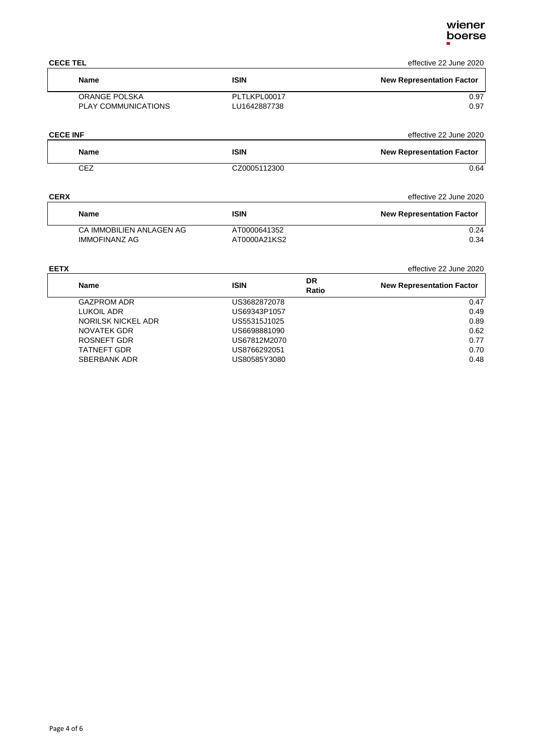**CECE TEL** effective 22 June 2020

| Name | ISIN | New Representation Factor |
|---|---|---|
| ORANGE POLSKA | PLTLKPL00017 | 0.97 |
| PLAY COMMUNICATIONS | LU1642887738 | 0.97 |

**CECE INF** effective 22 June 2020

| Name | ISIN | New Representation Factor |
|---|---|---|
| CEZ | CZ0005112300 | 0.64 |

**CERX** effective 22 June 2020

| Name | ISIN | New Representation Factor |
|---|---|---|
| CA IMMOBILIEN ANLAGEN AG | AT0000641352 | 0.24 |
| IMMOFINANZ AG | AT0000A21KS2 | 0.34 |

**EETX** effective 22 June 2020

| Name | ISIN | DR Ratio | New Representation Factor |
|---|---|---|---|
| GAZPROM ADR | US3682872078 | | 0.47 |
| LUKOIL ADR | US69343P1057 | | 0.49 |
| NORILSK NICKEL ADR | US55315J1025 | | 0.89 |
| NOVATEK GDR | US6698881090 | | 0.62 |
| ROSNEFT GDR | US67812M2070 | | 0.77 |
| TATNEFT GDR | US8766292051 | | 0.70 |
| SBERBANK ADR | US80585Y3080 | | 0.48 |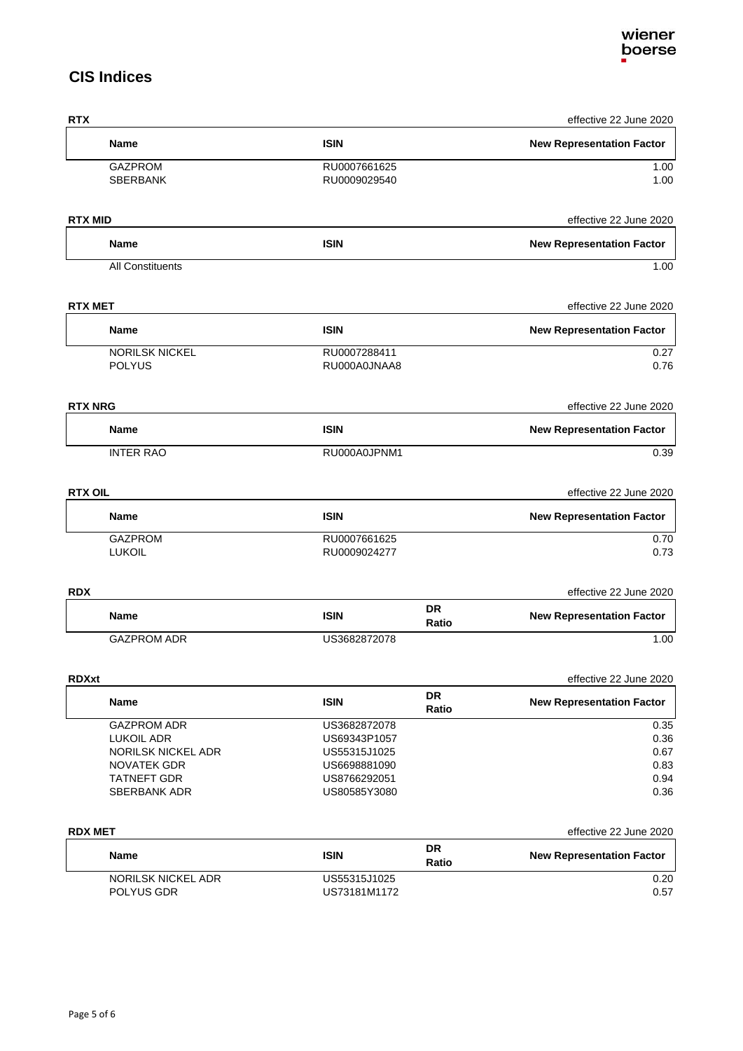## CIS Indices

**RTX** — effective 22 June 2020

| Name | ISIN | New Representation Factor |
|---|---|---|
| GAZPROM | RU0007661625 | 1.00 |
| SBERBANK | RU0009029540 | 1.00 |

**RTX MID** — effective 22 June 2020

| Name | ISIN | New Representation Factor |
|---|---|---|
| All Constituents | | 1.00 |

**RTX MET** — effective 22 June 2020

| Name | ISIN | New Representation Factor |
|---|---|---|
| NORILSK NICKEL | RU0007288411 | 0.27 |
| POLYUS | RU000A0JNAA8 | 0.76 |

**RTX NRG** — effective 22 June 2020

| Name | ISIN | New Representation Factor |
|---|---|---|
| INTER RAO | RU000A0JPNM1 | 0.39 |

**RTX OIL** — effective 22 June 2020

| Name | ISIN | New Representation Factor |
|---|---|---|
| GAZPROM | RU0007661625 | 0.70 |
| LUKOIL | RU0009024277 | 0.73 |

**RDX** — effective 22 June 2020

| Name | ISIN | DR Ratio | New Representation Factor |
|---|---|---|---|
| GAZPROM ADR | US3682872078 | | 1.00 |

**RDXxt** — effective 22 June 2020

| Name | ISIN | DR Ratio | New Representation Factor |
|---|---|---|---|
| GAZPROM ADR | US3682872078 | | 0.35 |
| LUKOIL ADR | US69343P1057 | | 0.36 |
| NORILSK NICKEL ADR | US55315J1025 | | 0.67 |
| NOVATEK GDR | US6698881090 | | 0.83 |
| TATNEFT GDR | US8766292051 | | 0.94 |
| SBERBANK ADR | US80585Y3080 | | 0.36 |

**RDX MET** — effective 22 June 2020

| Name | ISIN | DR Ratio | New Representation Factor |
|---|---|---|---|
| NORILSK NICKEL ADR | US55315J1025 | | 0.20 |
| POLYUS GDR | US73181M1172 | | 0.57 |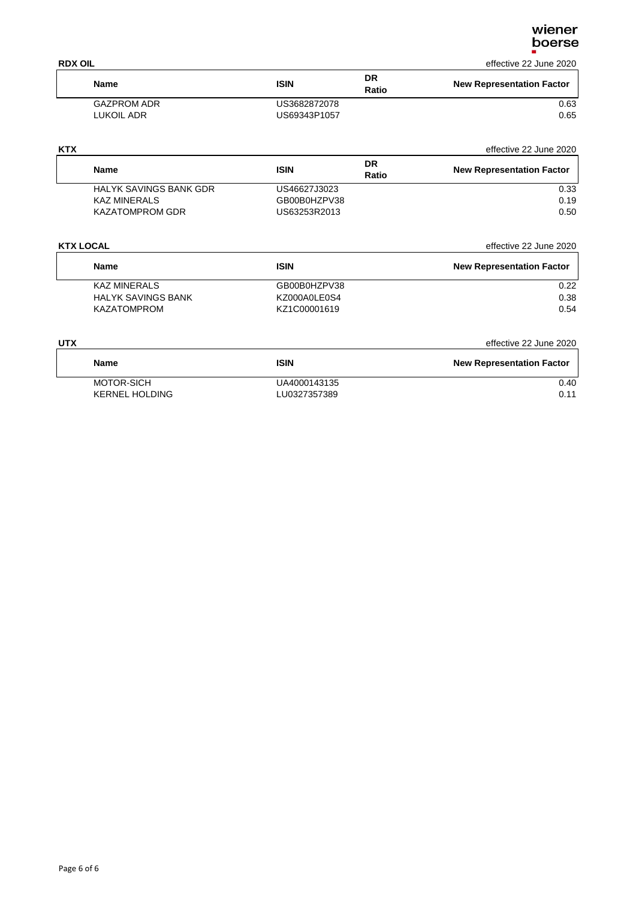**RDX OIL** effective 22 June 2020

| Name | ISIN | DR Ratio | New Representation Factor |
|---|---|---|---|
| GAZPROM ADR | US3682872078 | | 0.63 |
| LUKOIL ADR | US69343P1057 | | 0.65 |

**KTX** effective 22 June 2020

| Name | ISIN | DR Ratio | New Representation Factor |
|---|---|---|---|
| HALYK SAVINGS BANK GDR | US46627J3023 | | 0.33 |
| KAZ MINERALS | GB00B0HZPV38 | | 0.19 |
| KAZATOMPROM GDR | US63253R2013 | | 0.50 |

**KTX LOCAL** effective 22 June 2020

| Name | ISIN | New Representation Factor |
|---|---|---|
| KAZ MINERALS | GB00B0HZPV38 | 0.22 |
| HALYK SAVINGS BANK | KZ000A0LE0S4 | 0.38 |
| KAZATOMPROM | KZ1C00001619 | 0.54 |

**UTX** effective 22 June 2020

| Name | ISIN | New Representation Factor |
|---|---|---|
| MOTOR-SICH | UA4000143135 | 0.40 |
| KERNEL HOLDING | LU0327357389 | 0.11 |